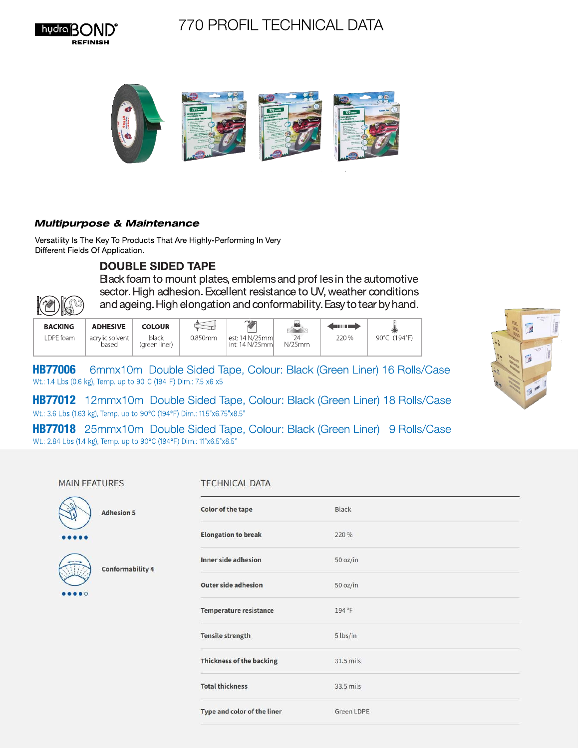hydraBOND® REFINISH

# 770 PROFIL TECHNICAL DATA

### *Multipurpose & Maintenance*

Versatility Is The Key To Products That Are Highly-Performing In Very Different Fields Of Application.

## DOUBLE SIDED TAPE

Black foam to mount plates, emblems and prof les in the automotive sector. High adhesion. Excellent resistance to UV, weather conditions and ageing. High elongation and conformability. Easy to tear by hand.

| BACKING | ADHESIVE | COLOUR | | | | | |
|---|---|---|---|---|---|---|---|
| LDPE foam | acrylic solvent based | black (green liner) | 0.850mm | est: 14 N/25mm int: 14 N/25mm | 24 N/25mm | 220 % | 90°C (194°F) |

**HB77006** 6mmx10m Double Sided Tape, Colour: Black (Green Liner) 16 Rolls/Case
Wt.: 1.4 Lbs (0.6 kg), Temp. up to 90 C (194 F) Dim.: 7.5 x6 x5

**HB77012** 12mmx10m Double Sided Tape, Colour: Black (Green Liner) 18 Rolls/Case
Wt.: 3.6 Lbs (1.63 kg), Temp. up to 90°C (194°F) Dim.: 11.5"x6.75"x8.5"

**HB77018** 25mmx10m Double Sided Tape, Colour: Black (Green Liner) 9 Rolls/Case
Wt.: 2.84 Lbs (1.4 kg), Temp. up to 90°C (194°F) Dim.: 11"x6.5"x8.5"

## MAIN FEATURES

- **Adhesion 5** ●●●●●
- **Conformability 4** ●●●●○

## TECHNICAL DATA

| | |
|---|---|
| **Color of the tape** | Black |
| **Elongation to break** | 220 % |
| **Inner side adhesion** | 50 oz/in |
| **Outer side adhesion** | 50 oz/in |
| **Temperature resistance** | 194 °F |
| **Tensile strength** | 5 lbs/in |
| **Thickness of the backing** | 31.5 mils |
| **Total thickness** | 33.5 mils |
| **Type and color of the liner** | Green LDPE |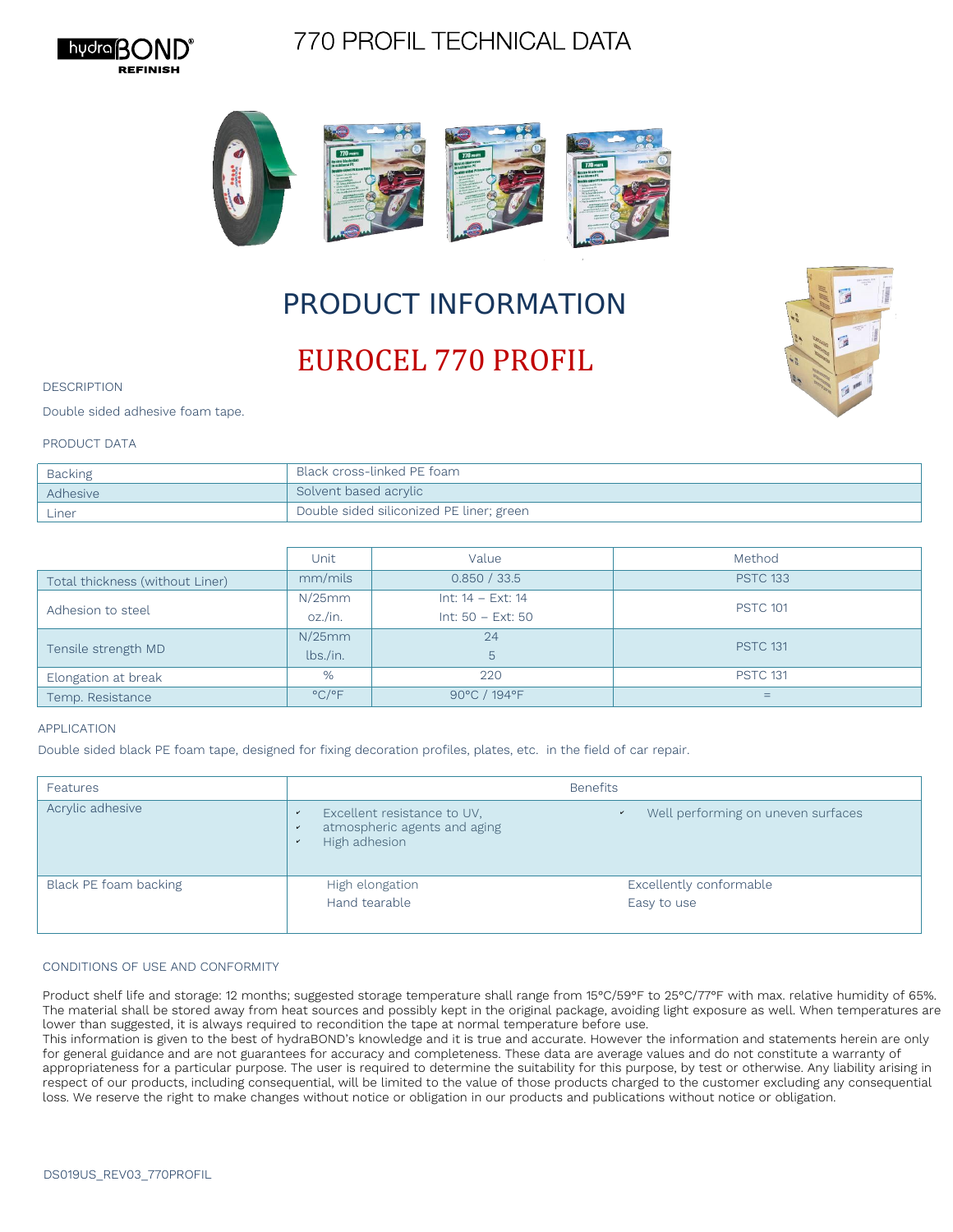# 770 PROFIL TECHNICAL DATA

# PRODUCT INFORMATION

## EUROCEL 770 PROFIL

DESCRIPTION

Double sided adhesive foam tape.

PRODUCT DATA

| | |
|---|---|
| Backing | Black cross-linked PE foam |
| Adhesive | Solvent based acrylic |
| Liner | Double sided siliconized PE liner; green |

| | Unit | Value | Method |
|---|---|---|---|
| Total thickness (without Liner) | mm/mils | 0.850 / 33.5 | PSTC 133 |
| Adhesion to steel | N/25mm<br>oz./in. | Int: 14 – Ext: 14<br>Int: 50 – Ext: 50 | PSTC 101 |
| Tensile strength MD | N/25mm<br>lbs./in. | 24<br>5 | PSTC 131 |
| Elongation at break | % | 220 | PSTC 131 |
| Temp. Resistance | °C/°F | 90°C / 194°F | = |

APPLICATION

Double sided black PE foam tape, designed for fixing decoration profiles, plates, etc. in the field of car repair.

| Features | Benefits | |
|---|---|---|
| Acrylic adhesive | - Excellent resistance to UV, atmospheric agents and aging<br>- High adhesion | - Well performing on uneven surfaces |
| Black PE foam backing | High elongation<br>Hand tearable | Excellently conformable<br>Easy to use |

CONDITIONS OF USE AND CONFORMITY

Product shelf life and storage: 12 months; suggested storage temperature shall range from 15°C/59°F to 25°C/77°F with max. relative humidity of 65%. The material shall be stored away from heat sources and possibly kept in the original package, avoiding light exposure as well. When temperatures are lower than suggested, it is always required to recondition the tape at normal temperature before use.
This information is given to the best of hydraBOND's knowledge and it is true and accurate. However the information and statements herein are only for general guidance and are not guarantees for accuracy and completeness. These data are average values and do not constitute a warranty of appropriateness for a particular purpose. The user is required to determine the suitability for this purpose, by test or otherwise. Any liability arising in respect of our products, including consequential, will be limited to the value of those products charged to the customer excluding any consequential loss. We reserve the right to make changes without notice or obligation in our products and publications without notice or obligation.

DS019US_REV03_770PROFIL